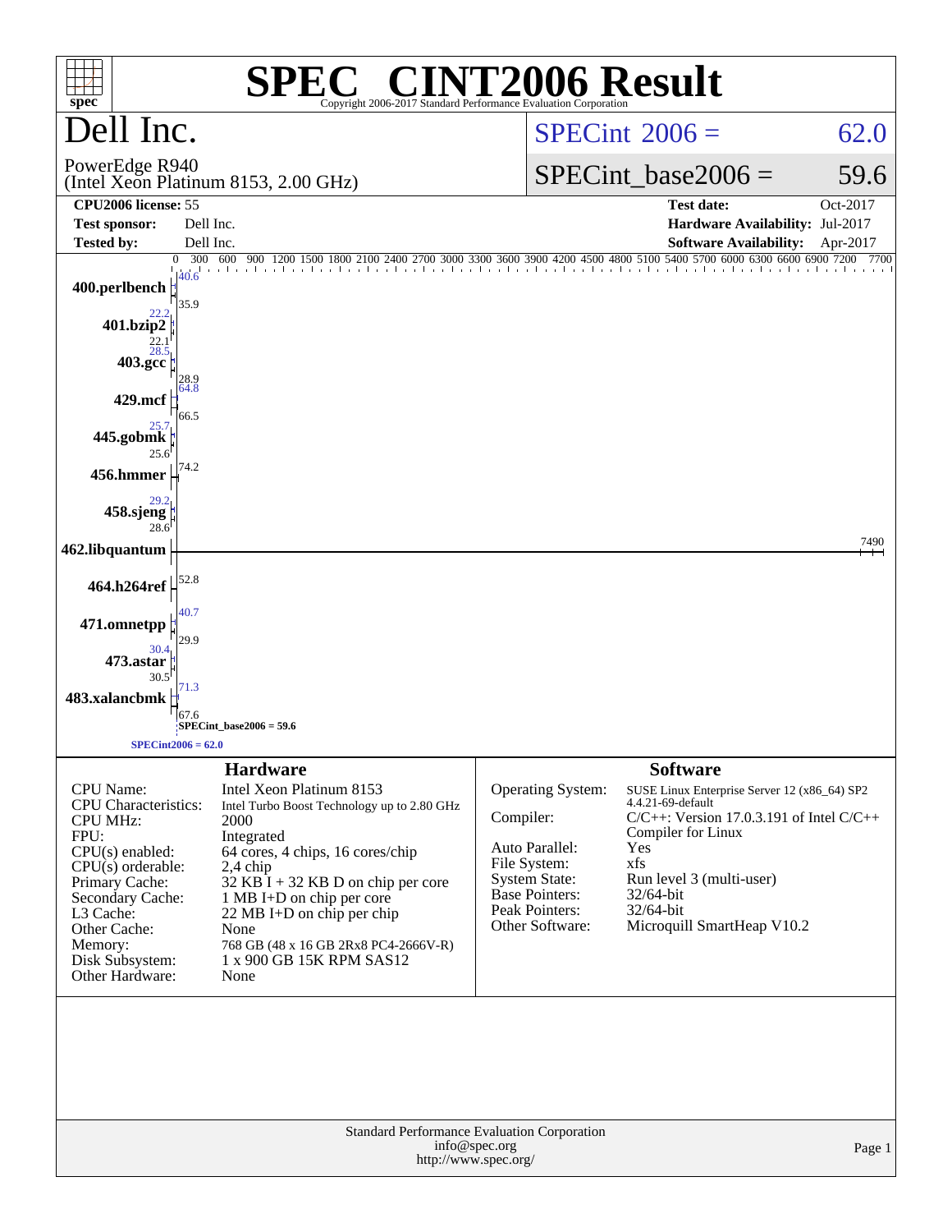# SPEC® CINT2006 Result

Copyright 2006-2017 Standard Performance Evaluation Corporation

## Dell Inc.

PowerEdge R940
(Intel Xeon Platinum 8153, 2.00 GHz)

SPECint 2006 = 62.0

SPECint_base2006 = 59.6

| | | | |
|---|---|---|---|
| **CPU2006 license:** | 55 | **Test date:** | Oct-2017 |
| **Test sponsor:** | Dell Inc. | **Hardware Availability:** | Jul-2017 |
| **Tested by:** | Dell Inc. | **Software Availability:** | Apr-2017 |

| Benchmark | Peak | Base |
|---|---|---|
| 400.perlbench | 40.6 | 35.9 |
| 401.bzip2 | 22.2 | 22.1 |
| 403.gcc | 28.5 | 28.9 |
| 429.mcf | 64.8 | 66.5 |
| 445.gobmk | 25.7 | 25.6 |
| 456.hmmer | | 74.2 |
| 458.sjeng | 29.2 | 28.6 |
| 462.libquantum | | 7490 |
| 464.h264ref | | 52.8 |
| 471.omnetpp | 40.7 | 29.9 |
| 473.astar | 30.4 | 30.5 |
| 483.xalancbmk | 71.3 | 67.6 |

SPECint_base2006 = 59.6

SPECint2006 = 62.0

## Hardware

| | |
|---|---|
| CPU Name: | Intel Xeon Platinum 8153 |
| CPU Characteristics: | Intel Turbo Boost Technology up to 2.80 GHz |
| CPU MHz: | 2000 |
| FPU: | Integrated |
| CPU(s) enabled: | 64 cores, 4 chips, 16 cores/chip |
| CPU(s) orderable: | 2,4 chip |
| Primary Cache: | 32 KB I + 32 KB D on chip per core |
| Secondary Cache: | 1 MB I+D on chip per core |
| L3 Cache: | 22 MB I+D on chip per chip |
| Other Cache: | None |
| Memory: | 768 GB (48 x 16 GB 2Rx8 PC4-2666V-R) |
| Disk Subsystem: | 1 x 900 GB 15K RPM SAS12 |
| Other Hardware: | None |

## Software

| | |
|---|---|
| Operating System: | SUSE Linux Enterprise Server 12 (x86_64) SP2 4.4.21-69-default |
| Compiler: | C/C++: Version 17.0.3.191 of Intel C/C++ Compiler for Linux |
| Auto Parallel: | Yes |
| File System: | xfs |
| System State: | Run level 3 (multi-user) |
| Base Pointers: | 32/64-bit |
| Peak Pointers: | 32/64-bit |
| Other Software: | Microquill SmartHeap V10.2 |

Standard Performance Evaluation Corporation
info@spec.org
http://www.spec.org/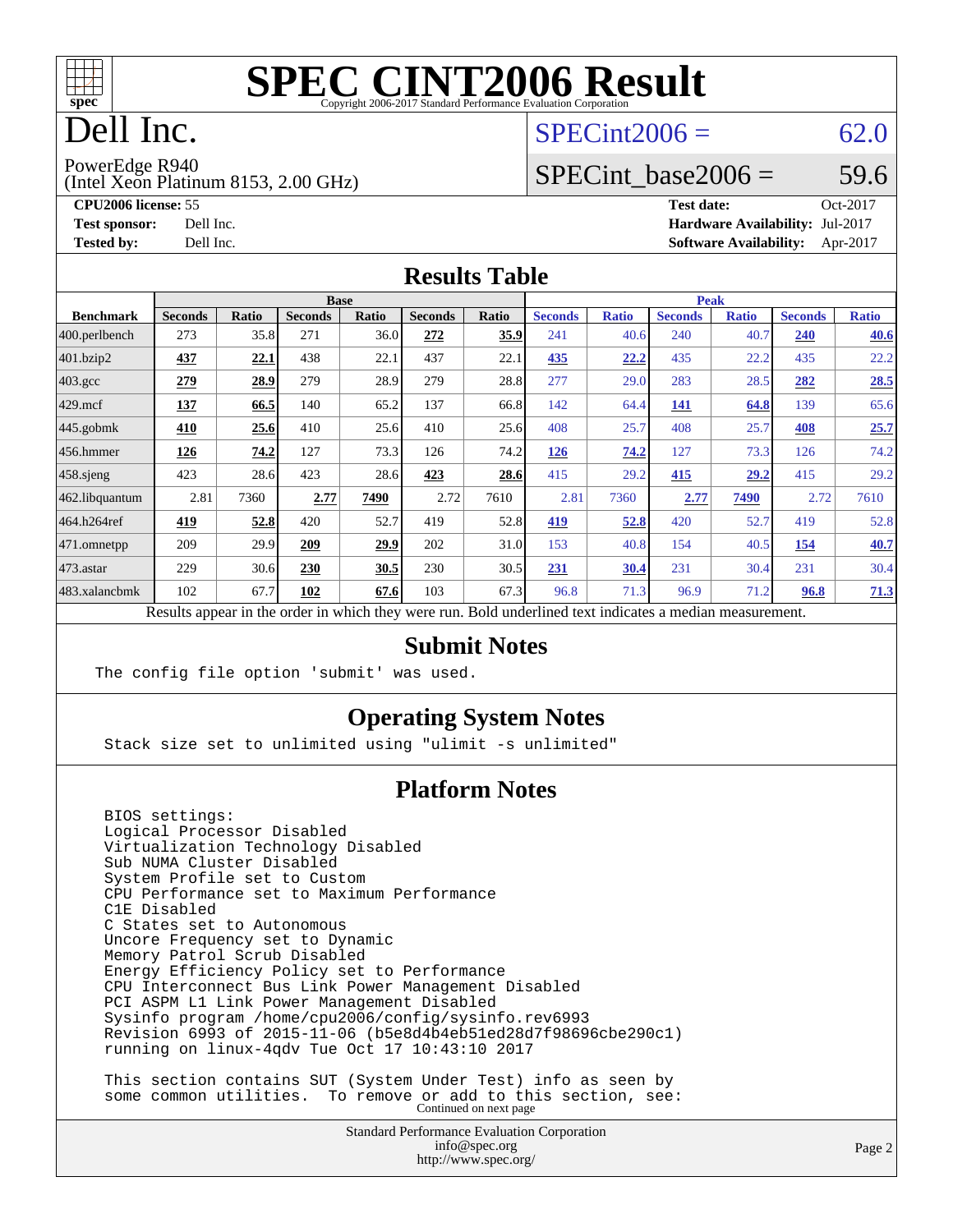# SPEC CINT2006 Result

Copyright 2006-2017 Standard Performance Evaluation Corporation

# Dell Inc.

PowerEdge R940
(Intel Xeon Platinum 8153, 2.00 GHz)

SPECint2006 = 62.0

SPECint_base2006 = 59.6

**CPU2006 license:** 55
**Test sponsor:** Dell Inc.
**Tested by:** Dell Inc.

**Test date:** Oct-2017
**Hardware Availability:** Jul-2017
**Software Availability:** Apr-2017

## Results Table

| Benchmark | Base | | | | | | Peak | | | | | |
|---|---|---|---|---|---|---|---|---|---|---|---|---|
| | Seconds | Ratio | Seconds | Ratio | Seconds | Ratio | Seconds | Ratio | Seconds | Ratio | Seconds | Ratio |
| 400.perlbench | 273 | 35.8 | 271 | 36.0 | **272** | **35.9** | 241 | 40.6 | 240 | 40.7 | **240** | **40.6** |
| 401.bzip2 | **437** | **22.1** | 438 | 22.1 | 437 | 22.1 | **435** | **22.2** | 435 | 22.2 | 435 | 22.2 |
| 403.gcc | **279** | **28.9** | 279 | 28.9 | 279 | 28.8 | 277 | 29.0 | 283 | 28.5 | **282** | **28.5** |
| 429.mcf | **137** | **66.5** | 140 | 65.2 | 137 | 66.8 | 142 | 64.4 | **141** | **64.8** | 139 | 65.6 |
| 445.gobmk | **410** | **25.6** | 410 | 25.6 | 410 | 25.6 | 408 | 25.7 | 408 | 25.7 | **408** | **25.7** |
| 456.hmmer | **126** | **74.2** | 127 | 73.3 | 126 | 74.2 | **126** | **74.2** | 127 | 73.3 | 126 | 74.2 |
| 458.sjeng | 423 | 28.6 | 423 | 28.6 | **423** | **28.6** | 415 | 29.2 | **415** | **29.2** | 415 | 29.2 |
| 462.libquantum | 2.81 | 7360 | **2.77** | **7490** | 2.72 | 7610 | 2.81 | 7360 | **2.77** | **7490** | 2.72 | 7610 |
| 464.h264ref | **419** | **52.8** | 420 | 52.7 | 419 | 52.8 | **419** | **52.8** | 420 | 52.7 | 419 | 52.8 |
| 471.omnetpp | 209 | 29.9 | **209** | **29.9** | 202 | 31.0 | 153 | 40.8 | 154 | 40.5 | **154** | **40.7** |
| 473.astar | 229 | 30.6 | **230** | **30.5** | 230 | 30.5 | **231** | **30.4** | 231 | 30.4 | 231 | 30.4 |
| 483.xalancbmk | 102 | 67.7 | **102** | **67.6** | 103 | 67.3 | 96.8 | 71.3 | 96.9 | 71.2 | **96.8** | **71.3** |

Results appear in the order in which they were run. Bold underlined text indicates a median measurement.

## Submit Notes

```
The config file option 'submit' was used.
```

## Operating System Notes

```
Stack size set to unlimited using "ulimit -s unlimited"
```

## Platform Notes

```
BIOS settings:
Logical Processor Disabled
Virtualization Technology Disabled
Sub NUMA Cluster Disabled
System Profile set to Custom
CPU Performance set to Maximum Performance
C1E Disabled
C States set to Autonomous
Uncore Frequency set to Dynamic
Memory Patrol Scrub Disabled
Energy Efficiency Policy set to Performance
CPU Interconnect Bus Link Power Management Disabled
PCI ASPM L1 Link Power Management Disabled
Sysinfo program /home/cpu2006/config/sysinfo.rev6993
Revision 6993 of 2015-11-06 (b5e8d4b4eb51ed28d7f98696cbe290c1)
running on linux-4qdv Tue Oct 17 10:43:10 2017

This section contains SUT (System Under Test) info as seen by
some common utilities.  To remove or add to this section, see:
```

Continued on next page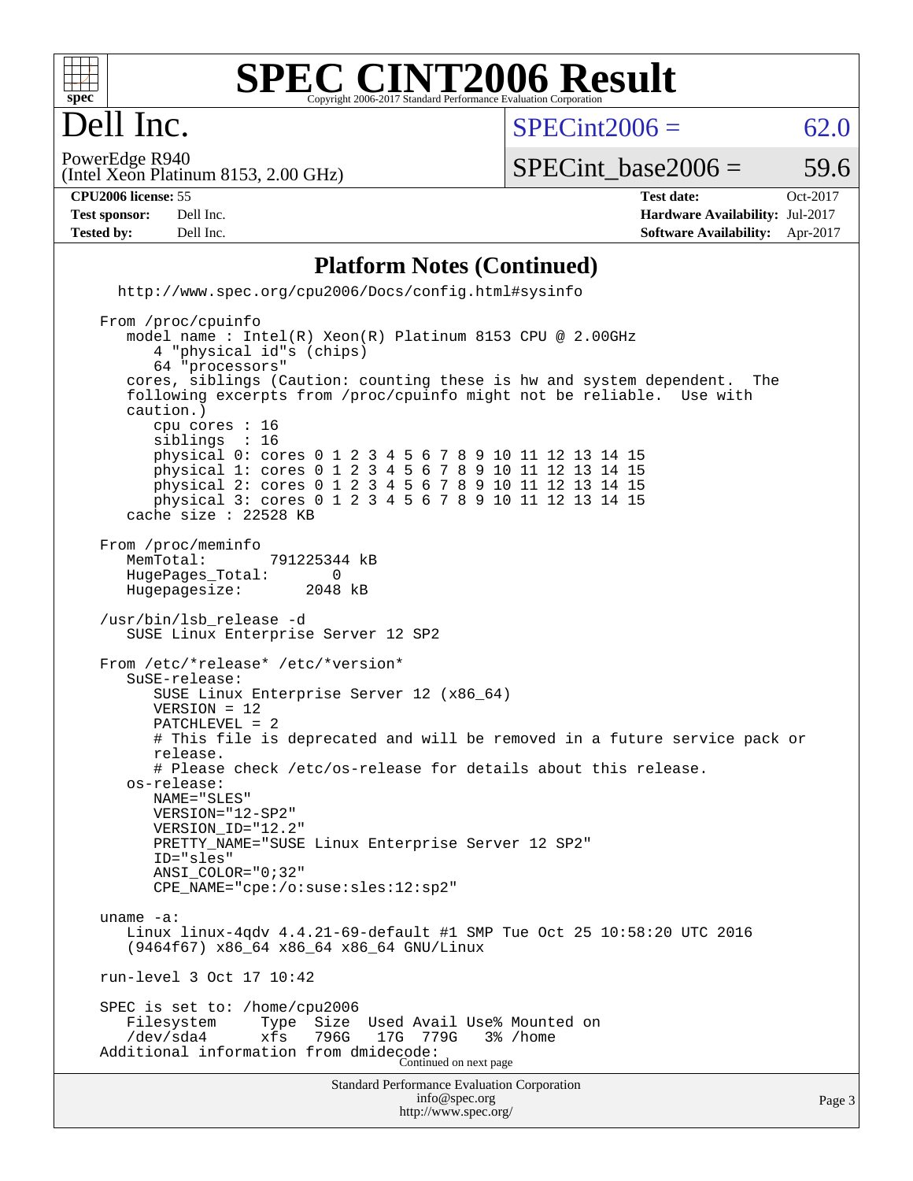# SPEC CINT2006 Result

Copyright 2006-2017 Standard Performance Evaluation Corporation

## Dell Inc.

PowerEdge R940
(Intel Xeon Platinum 8153, 2.00 GHz)

SPECint2006 = 62.0

SPECint_base2006 = 59.6

| | | | |
|---|---|---|---|
| **CPU2006 license:** 55 | | **Test date:** | Oct-2017 |
| **Test sponsor:** | Dell Inc. | **Hardware Availability:** | Jul-2017 |
| **Tested by:** | Dell Inc. | **Software Availability:** | Apr-2017 |

### Platform Notes (Continued)

```
  http://www.spec.org/cpu2006/Docs/config.html#sysinfo

From /proc/cpuinfo
   model name : Intel(R) Xeon(R) Platinum 8153 CPU @ 2.00GHz
      4 "physical id"s (chips)
      64 "processors"
   cores, siblings (Caution: counting these is hw and system dependent.  The
   following excerpts from /proc/cpuinfo might not be reliable.  Use with
   caution.)
      cpu cores : 16
      siblings  : 16
      physical 0: cores 0 1 2 3 4 5 6 7 8 9 10 11 12 13 14 15
      physical 1: cores 0 1 2 3 4 5 6 7 8 9 10 11 12 13 14 15
      physical 2: cores 0 1 2 3 4 5 6 7 8 9 10 11 12 13 14 15
      physical 3: cores 0 1 2 3 4 5 6 7 8 9 10 11 12 13 14 15
   cache size : 22528 KB

From /proc/meminfo
   MemTotal:       791225344 kB
   HugePages_Total:       0
   Hugepagesize:       2048 kB

/usr/bin/lsb_release -d
   SUSE Linux Enterprise Server 12 SP2

From /etc/*release* /etc/*version*
   SuSE-release:
      SUSE Linux Enterprise Server 12 (x86_64)
      VERSION = 12
      PATCHLEVEL = 2
      # This file is deprecated and will be removed in a future service pack or
      release.
      # Please check /etc/os-release for details about this release.
   os-release:
      NAME="SLES"
      VERSION="12-SP2"
      VERSION_ID="12.2"
      PRETTY_NAME="SUSE Linux Enterprise Server 12 SP2"
      ID="sles"
      ANSI_COLOR="0;32"
      CPE_NAME="cpe:/o:suse:sles:12:sp2"

uname -a:
   Linux linux-4qdv 4.4.21-69-default #1 SMP Tue Oct 25 10:58:20 UTC 2016
   (9464f67) x86_64 x86_64 x86_64 GNU/Linux

run-level 3 Oct 17 10:42

SPEC is set to: /home/cpu2006
   Filesystem     Type  Size  Used Avail Use% Mounted on
   /dev/sda4      xfs   796G   17G  779G   3% /home
Additional information from dmidecode:
```

Continued on next page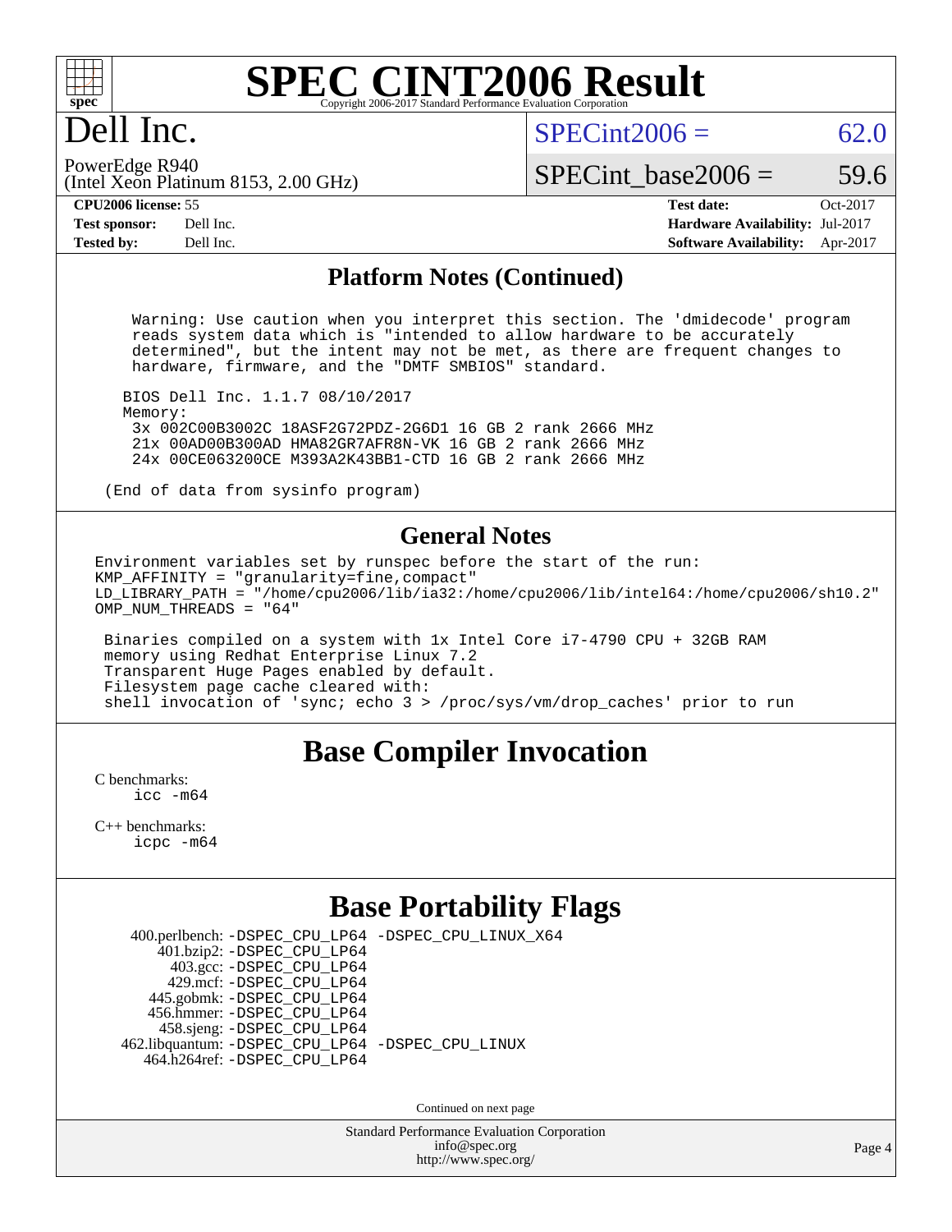# SPEC CINT2006 Result

Copyright 2006-2017 Standard Performance Evaluation Corporation

# Dell Inc.

PowerEdge R940
(Intel Xeon Platinum 8153, 2.00 GHz)

SPECint2006 = 62.0

SPECint_base2006 = 59.6

| | | | |
|---|---|---|---|
| **CPU2006 license:** 55 | | **Test date:** | Oct-2017 |
| **Test sponsor:** | Dell Inc. | **Hardware Availability:** | Jul-2017 |
| **Tested by:** | Dell Inc. | **Software Availability:** | Apr-2017 |

## Platform Notes (Continued)

```
  Warning: Use caution when you interpret this section. The 'dmidecode' program
  reads system data which is "intended to allow hardware to be accurately
  determined", but the intent may not be met, as there are frequent changes to
  hardware, firmware, and the "DMTF SMBIOS" standard.

 BIOS Dell Inc. 1.1.7 08/10/2017
 Memory:
  3x 002C00B3002C 18ASF2G72PDZ-2G6D1 16 GB 2 rank 2666 MHz
  21x 00AD00B300AD HMA82GR7AFR8N-VK 16 GB 2 rank 2666 MHz
  24x 00CE063200CE M393A2K43BB1-CTD 16 GB 2 rank 2666 MHz

(End of data from sysinfo program)
```

## General Notes

```
Environment variables set by runspec before the start of the run:
KMP_AFFINITY = "granularity=fine,compact"
LD_LIBRARY_PATH = "/home/cpu2006/lib/ia32:/home/cpu2006/lib/intel64:/home/cpu2006/sh10.2"
OMP_NUM_THREADS = "64"

 Binaries compiled on a system with 1x Intel Core i7-4790 CPU + 32GB RAM
 memory using Redhat Enterprise Linux 7.2
 Transparent Huge Pages enabled by default.
 Filesystem page cache cleared with:
 shell invocation of 'sync; echo 3 > /proc/sys/vm/drop_caches' prior to run
```

## Base Compiler Invocation

C benchmarks:
    icc -m64

C++ benchmarks:
    icpc -m64

## Base Portability Flags

```
   400.perlbench: -DSPEC_CPU_LP64 -DSPEC_CPU_LINUX_X64
       401.bzip2: -DSPEC_CPU_LP64
         403.gcc: -DSPEC_CPU_LP64
         429.mcf: -DSPEC_CPU_LP64
      445.gobmk: -DSPEC_CPU_LP64
      456.hmmer: -DSPEC_CPU_LP64
      458.sjeng: -DSPEC_CPU_LP64
 462.libquantum: -DSPEC_CPU_LP64 -DSPEC_CPU_LINUX
    464.h264ref: -DSPEC_CPU_LP64
```

Continued on next page

Standard Performance Evaluation Corporation
info@spec.org
http://www.spec.org/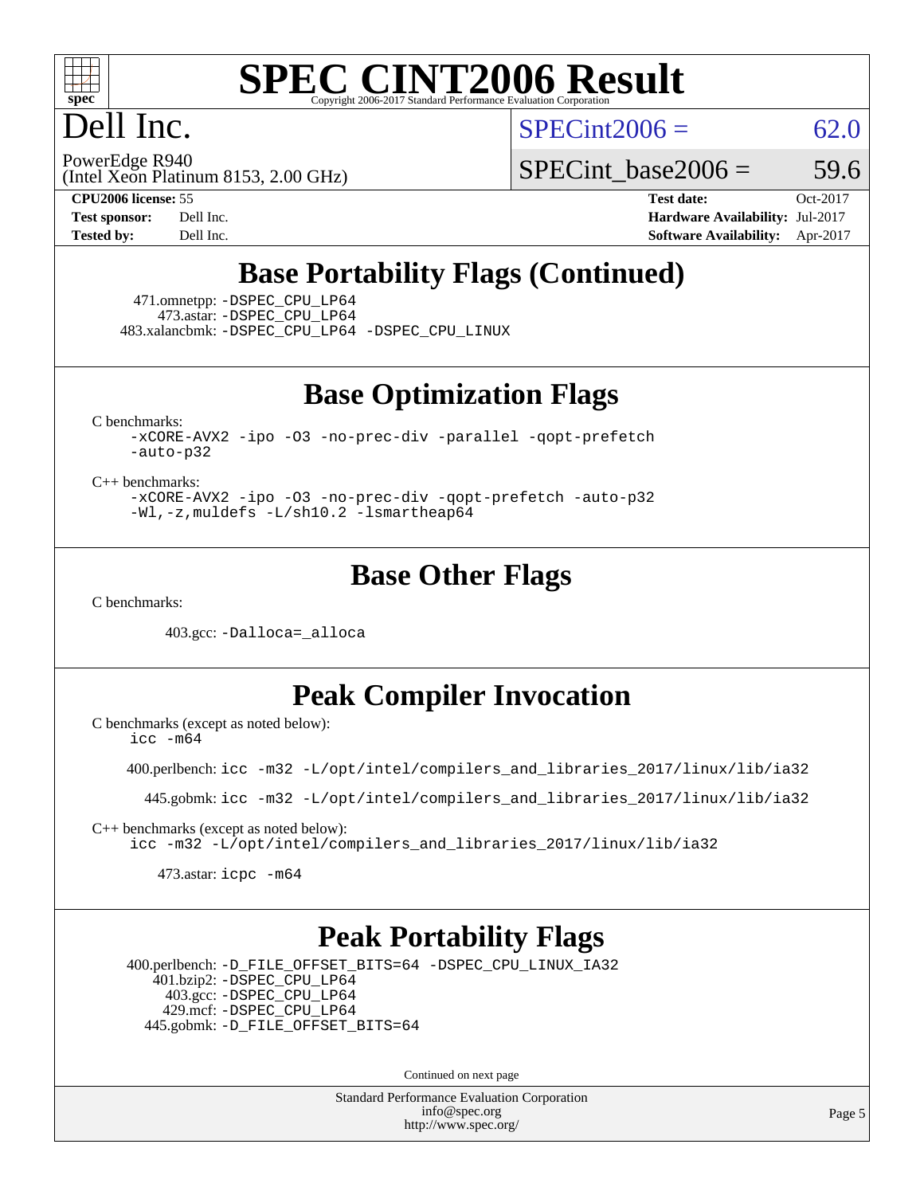# SPEC CINT2006 Result

Copyright 2006-2017 Standard Performance Evaluation Corporation

# Dell Inc.

PowerEdge R940
(Intel Xeon Platinum 8153, 2.00 GHz)

SPECint2006 = 62.0

SPECint_base2006 = 59.6

**CPU2006 license:** 55
**Test sponsor:** Dell Inc.
**Tested by:** Dell Inc.

**Test date:** Oct-2017
**Hardware Availability:** Jul-2017
**Software Availability:** Apr-2017

## Base Portability Flags (Continued)

471.omnetpp: -DSPEC_CPU_LP64
473.astar: -DSPEC_CPU_LP64
483.xalancbmk: -DSPEC_CPU_LP64 -DSPEC_CPU_LINUX

## Base Optimization Flags

C benchmarks:
-xCORE-AVX2 -ipo -O3 -no-prec-div -parallel -qopt-prefetch -auto-p32

C++ benchmarks:
-xCORE-AVX2 -ipo -O3 -no-prec-div -qopt-prefetch -auto-p32 -Wl,-z,muldefs -L/sh10.2 -lsmartheap64

## Base Other Flags

C benchmarks:

403.gcc: -Dalloca=_alloca

## Peak Compiler Invocation

C benchmarks (except as noted below):
icc -m64

400.perlbench: icc -m32 -L/opt/intel/compilers_and_libraries_2017/linux/lib/ia32

445.gobmk: icc -m32 -L/opt/intel/compilers_and_libraries_2017/linux/lib/ia32

C++ benchmarks (except as noted below):
icc -m32 -L/opt/intel/compilers_and_libraries_2017/linux/lib/ia32

473.astar: icpc -m64

## Peak Portability Flags

400.perlbench: -D_FILE_OFFSET_BITS=64 -DSPEC_CPU_LINUX_IA32
401.bzip2: -DSPEC_CPU_LP64
403.gcc: -DSPEC_CPU_LP64
429.mcf: -DSPEC_CPU_LP64
445.gobmk: -D_FILE_OFFSET_BITS=64

Continued on next page

Standard Performance Evaluation Corporation
info@spec.org
http://www.spec.org/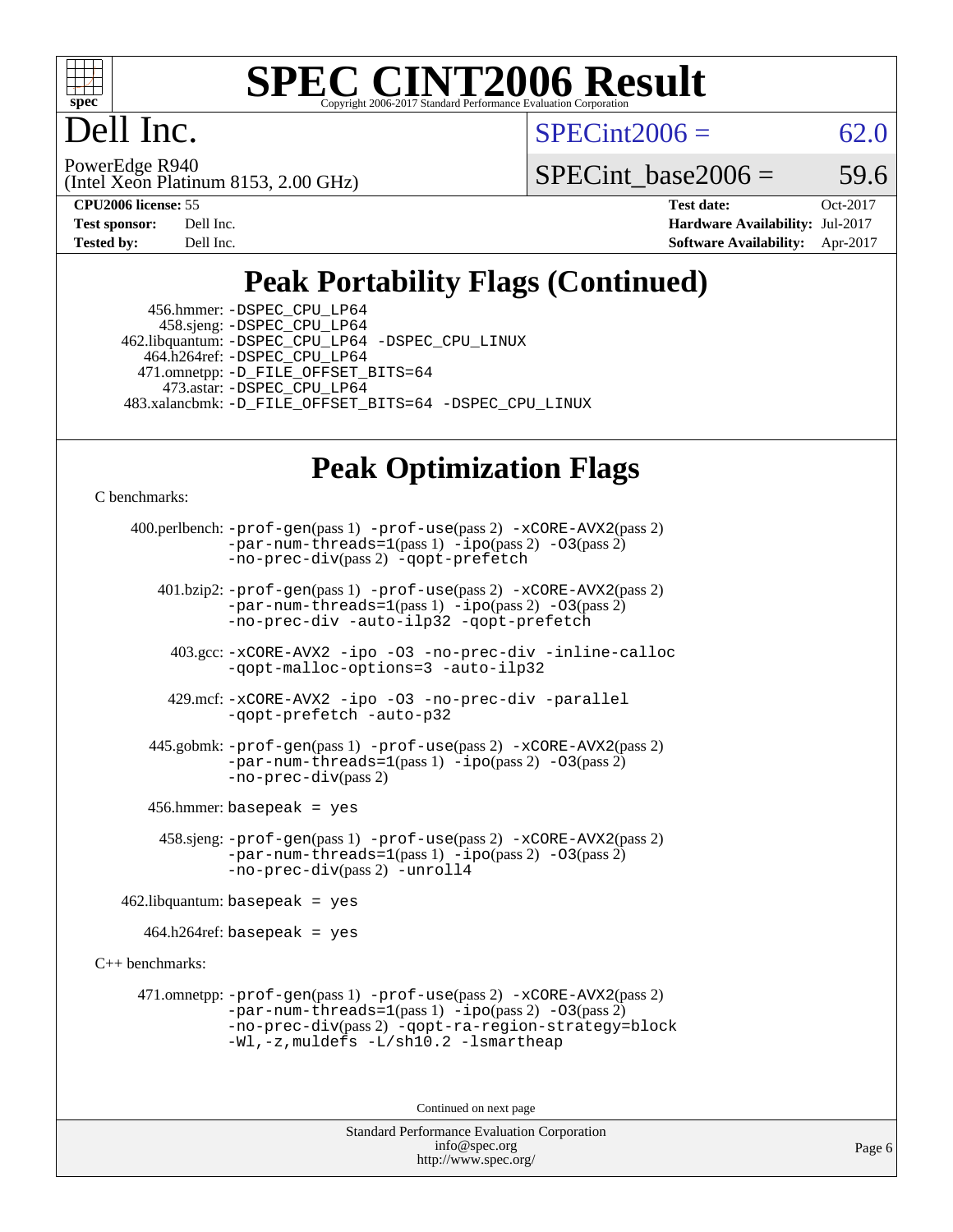# SPEC CINT2006 Result

Copyright 2006-2017 Standard Performance Evaluation Corporation

# Dell Inc.

PowerEdge R940
(Intel Xeon Platinum 8153, 2.00 GHz)

SPECint2006 = 62.0

SPECint_base2006 = 59.6

| | | | |
|---|---|---|---|
| **CPU2006 license:** 55 | | **Test date:** | Oct-2017 |
| **Test sponsor:** | Dell Inc. | **Hardware Availability:** | Jul-2017 |
| **Tested by:** | Dell Inc. | **Software Availability:** | Apr-2017 |

## Peak Portability Flags (Continued)

456.hmmer: -DSPEC_CPU_LP64
458.sjeng: -DSPEC_CPU_LP64
462.libquantum: -DSPEC_CPU_LP64 -DSPEC_CPU_LINUX
464.h264ref: -DSPEC_CPU_LP64
471.omnetpp: -D_FILE_OFFSET_BITS=64
473.astar: -DSPEC_CPU_LP64
483.xalancbmk: -D_FILE_OFFSET_BITS=64 -DSPEC_CPU_LINUX

## Peak Optimization Flags

C benchmarks:

400.perlbench: -prof-gen(pass 1) -prof-use(pass 2) -xCORE-AVX2(pass 2) -par-num-threads=1(pass 1) -ipo(pass 2) -O3(pass 2) -no-prec-div(pass 2) -qopt-prefetch

401.bzip2: -prof-gen(pass 1) -prof-use(pass 2) -xCORE-AVX2(pass 2) -par-num-threads=1(pass 1) -ipo(pass 2) -O3(pass 2) -no-prec-div -auto-ilp32 -qopt-prefetch

403.gcc: -xCORE-AVX2 -ipo -O3 -no-prec-div -inline-calloc -qopt-malloc-options=3 -auto-ilp32

429.mcf: -xCORE-AVX2 -ipo -O3 -no-prec-div -parallel -qopt-prefetch -auto-p32

445.gobmk: -prof-gen(pass 1) -prof-use(pass 2) -xCORE-AVX2(pass 2) -par-num-threads=1(pass 1) -ipo(pass 2) -O3(pass 2) -no-prec-div(pass 2)

456.hmmer: basepeak = yes

458.sjeng: -prof-gen(pass 1) -prof-use(pass 2) -xCORE-AVX2(pass 2) -par-num-threads=1(pass 1) -ipo(pass 2) -O3(pass 2) -no-prec-div(pass 2) -unroll4

462.libquantum: basepeak = yes

464.h264ref: basepeak = yes

C++ benchmarks:

471.omnetpp: -prof-gen(pass 1) -prof-use(pass 2) -xCORE-AVX2(pass 2) -par-num-threads=1(pass 1) -ipo(pass 2) -O3(pass 2) -no-prec-div(pass 2) -qopt-ra-region-strategy=block -Wl,-z,muldefs -L/sh10.2 -lsmartheap

Continued on next page

Standard Performance Evaluation Corporation
info@spec.org
http://www.spec.org/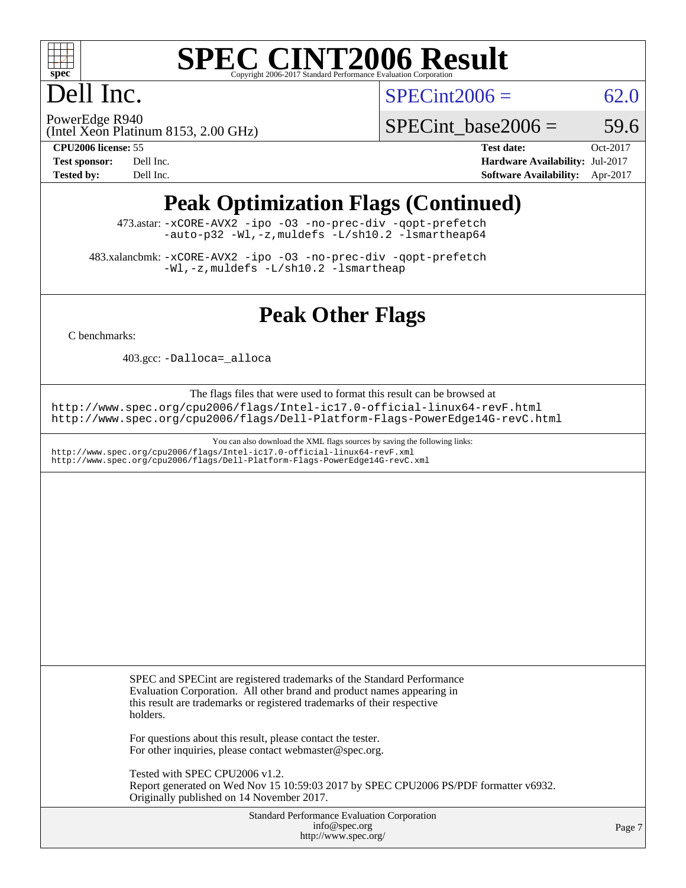# SPEC CINT2006 Result

Copyright 2006-2017 Standard Performance Evaluation Corporation

# Dell Inc.

PowerEdge R940
(Intel Xeon Platinum 8153, 2.00 GHz)

SPECint2006 = 62.0

SPECint_base2006 = 59.6

**CPU2006 license:** 55
**Test sponsor:** Dell Inc.
**Tested by:** Dell Inc.

**Test date:** Oct-2017
**Hardware Availability:** Jul-2017
**Software Availability:** Apr-2017

## Peak Optimization Flags (Continued)

473.astar: -xCORE-AVX2 -ipo -O3 -no-prec-div -qopt-prefetch -auto-p32 -Wl,-z,muldefs -L/sh10.2 -lsmartheap64

483.xalancbmk: -xCORE-AVX2 -ipo -O3 -no-prec-div -qopt-prefetch -Wl,-z,muldefs -L/sh10.2 -lsmartheap

## Peak Other Flags

C benchmarks:

403.gcc: -Dalloca=_alloca

The flags files that were used to format this result can be browsed at
http://www.spec.org/cpu2006/flags/Intel-ic17.0-official-linux64-revF.html
http://www.spec.org/cpu2006/flags/Dell-Platform-Flags-PowerEdge14G-revC.html

You can also download the XML flags sources by saving the following links:
http://www.spec.org/cpu2006/flags/Intel-ic17.0-official-linux64-revF.xml
http://www.spec.org/cpu2006/flags/Dell-Platform-Flags-PowerEdge14G-revC.xml

SPEC and SPECint are registered trademarks of the Standard Performance Evaluation Corporation. All other brand and product names appearing in this result are trademarks or registered trademarks of their respective holders.

For questions about this result, please contact the tester.
For other inquiries, please contact webmaster@spec.org.

Tested with SPEC CPU2006 v1.2.
Report generated on Wed Nov 15 10:59:03 2017 by SPEC CPU2006 PS/PDF formatter v6932.
Originally published on 14 November 2017.

Standard Performance Evaluation Corporation
info@spec.org
http://www.spec.org/